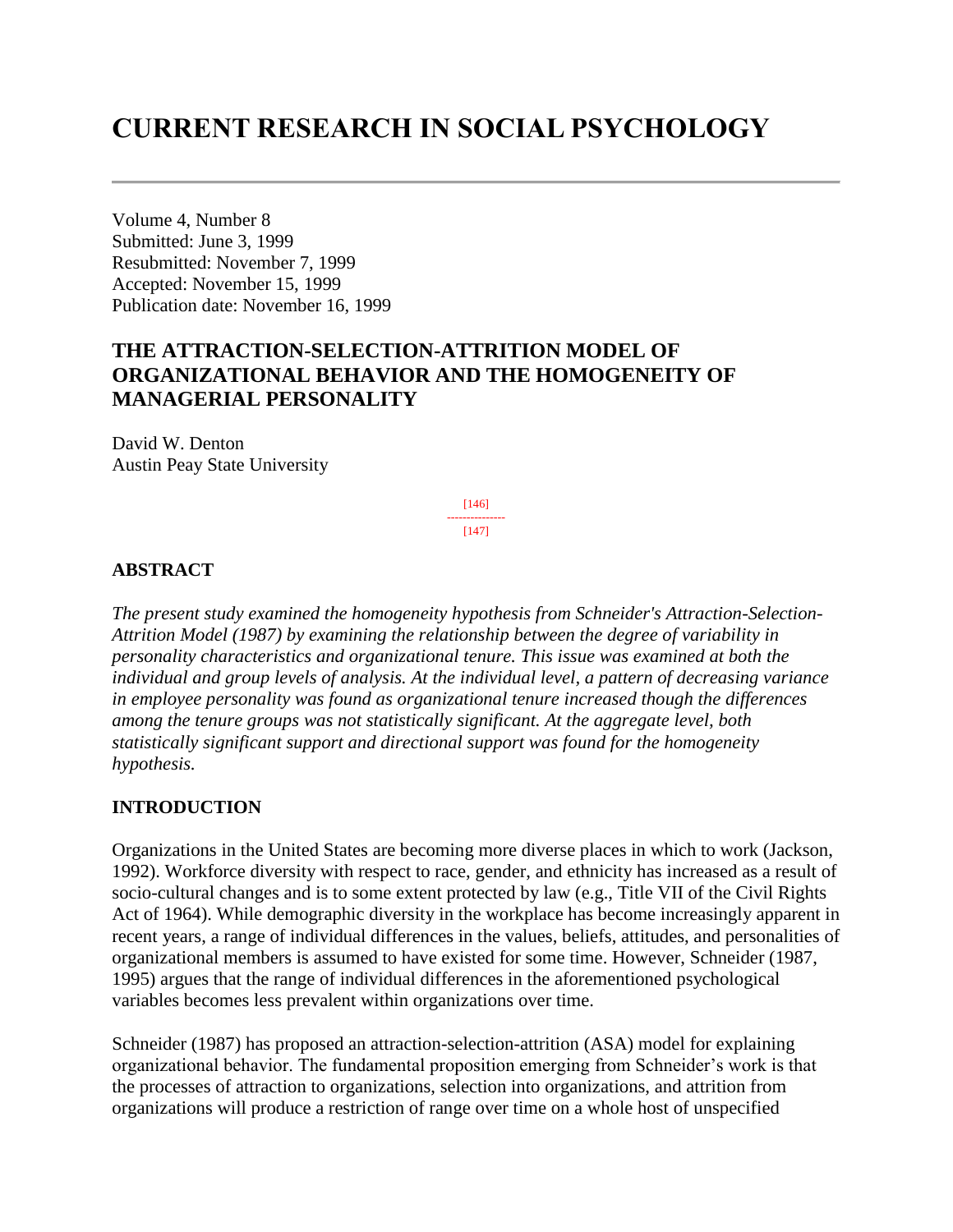# CURRENT RESEARCH IN SOCIAL PSYCHOLOGY

Volume 4, Number 8
Submitted: June 3, 1999
Resubmitted: November 7, 1999
Accepted: November 15, 1999
Publication date: November 16, 1999

## THE ATTRACTION-SELECTION-ATTRITION MODEL OF ORGANIZATIONAL BEHAVIOR AND THE HOMOGENEITY OF MANAGERIAL PERSONALITY

David W. Denton
Austin Peay State University

### ABSTRACT

*The present study examined the homogeneity hypothesis from Schneider's Attraction-Selection-Attrition Model (1987) by examining the relationship between the degree of variability in personality characteristics and organizational tenure. This issue was examined at both the individual and group levels of analysis. At the individual level, a pattern of decreasing variance in employee personality was found as organizational tenure increased though the differences among the tenure groups was not statistically significant. At the aggregate level, both statistically significant support and directional support was found for the homogeneity hypothesis.*

### INTRODUCTION

Organizations in the United States are becoming more diverse places in which to work (Jackson, 1992). Workforce diversity with respect to race, gender, and ethnicity has increased as a result of socio-cultural changes and is to some extent protected by law (e.g., Title VII of the Civil Rights Act of 1964). While demographic diversity in the workplace has become increasingly apparent in recent years, a range of individual differences in the values, beliefs, attitudes, and personalities of organizational members is assumed to have existed for some time. However, Schneider (1987, 1995) argues that the range of individual differences in the aforementioned psychological variables becomes less prevalent within organizations over time.

Schneider (1987) has proposed an attraction-selection-attrition (ASA) model for explaining organizational behavior. The fundamental proposition emerging from Schneider's work is that the processes of attraction to organizations, selection into organizations, and attrition from organizations will produce a restriction of range over time on a whole host of unspecified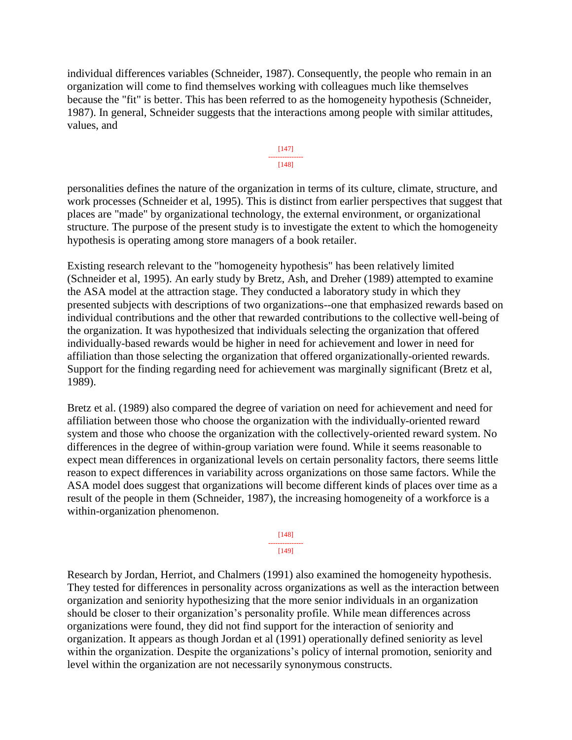individual differences variables (Schneider, 1987). Consequently, the people who remain in an organization will come to find themselves working with colleagues much like themselves because the "fit" is better. This has been referred to as the homogeneity hypothesis (Schneider, 1987). In general, Schneider suggests that the interactions among people with similar attitudes, values, and personalities defines the nature of the organization in terms of its culture, climate, structure, and work processes (Schneider et al, 1995). This is distinct from earlier perspectives that suggest that places are "made" by organizational technology, the external environment, or organizational structure. The purpose of the present study is to investigate the extent to which the homogeneity hypothesis is operating among store managers of a book retailer.

Existing research relevant to the "homogeneity hypothesis" has been relatively limited (Schneider et al, 1995). An early study by Bretz, Ash, and Dreher (1989) attempted to examine the ASA model at the attraction stage. They conducted a laboratory study in which they presented subjects with descriptions of two organizations--one that emphasized rewards based on individual contributions and the other that rewarded contributions to the collective well-being of the organization. It was hypothesized that individuals selecting the organization that offered individually-based rewards would be higher in need for achievement and lower in need for affiliation than those selecting the organization that offered organizationally-oriented rewards. Support for the finding regarding need for achievement was marginally significant (Bretz et al, 1989).

Bretz et al. (1989) also compared the degree of variation on need for achievement and need for affiliation between those who choose the organization with the individually-oriented reward system and those who choose the organization with the collectively-oriented reward system. No differences in the degree of within-group variation were found. While it seems reasonable to expect mean differences in organizational levels on certain personality factors, there seems little reason to expect differences in variability across organizations on those same factors. While the ASA model does suggest that organizations will become different kinds of places over time as a result of the people in them (Schneider, 1987), the increasing homogeneity of a workforce is a within-organization phenomenon.

Research by Jordan, Herriot, and Chalmers (1991) also examined the homogeneity hypothesis. They tested for differences in personality across organizations as well as the interaction between organization and seniority hypothesizing that the more senior individuals in an organization should be closer to their organization's personality profile. While mean differences across organizations were found, they did not find support for the interaction of seniority and organization. It appears as though Jordan et al (1991) operationally defined seniority as level within the organization. Despite the organizations's policy of internal promotion, seniority and level within the organization are not necessarily synonymous constructs.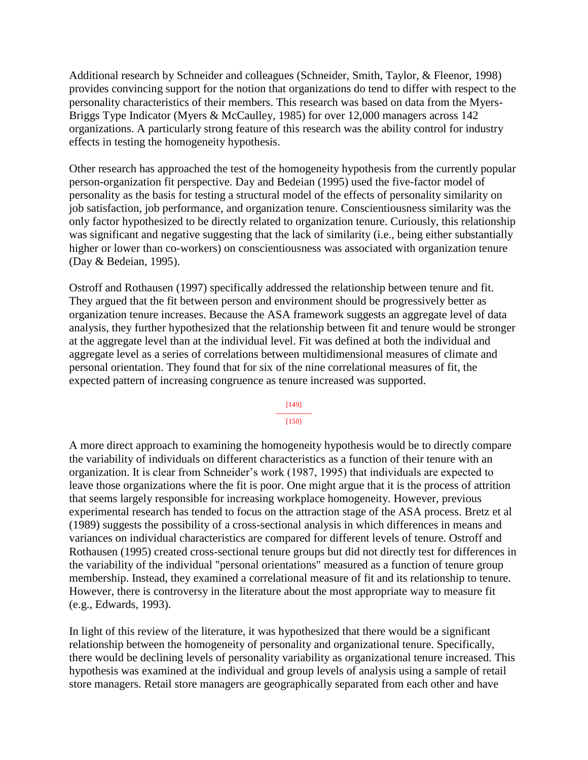Additional research by Schneider and colleagues (Schneider, Smith, Taylor, & Fleenor, 1998) provides convincing support for the notion that organizations do tend to differ with respect to the personality characteristics of their members. This research was based on data from the Myers-Briggs Type Indicator (Myers & McCaulley, 1985) for over 12,000 managers across 142 organizations. A particularly strong feature of this research was the ability control for industry effects in testing the homogeneity hypothesis.

Other research has approached the test of the homogeneity hypothesis from the currently popular person-organization fit perspective. Day and Bedeian (1995) used the five-factor model of personality as the basis for testing a structural model of the effects of personality similarity on job satisfaction, job performance, and organization tenure. Conscientiousness similarity was the only factor hypothesized to be directly related to organization tenure. Curiously, this relationship was significant and negative suggesting that the lack of similarity (i.e., being either substantially higher or lower than co-workers) on conscientiousness was associated with organization tenure (Day & Bedeian, 1995).

Ostroff and Rothausen (1997) specifically addressed the relationship between tenure and fit. They argued that the fit between person and environment should be progressively better as organization tenure increases. Because the ASA framework suggests an aggregate level of data analysis, they further hypothesized that the relationship between fit and tenure would be stronger at the aggregate level than at the individual level. Fit was defined at both the individual and aggregate level as a series of correlations between multidimensional measures of climate and personal orientation. They found that for six of the nine correlational measures of fit, the expected pattern of increasing congruence as tenure increased was supported.

A more direct approach to examining the homogeneity hypothesis would be to directly compare the variability of individuals on different characteristics as a function of their tenure with an organization. It is clear from Schneider's work (1987, 1995) that individuals are expected to leave those organizations where the fit is poor. One might argue that it is the process of attrition that seems largely responsible for increasing workplace homogeneity. However, previous experimental research has tended to focus on the attraction stage of the ASA process. Bretz et al (1989) suggests the possibility of a cross-sectional analysis in which differences in means and variances on individual characteristics are compared for different levels of tenure. Ostroff and Rothausen (1995) created cross-sectional tenure groups but did not directly test for differences in the variability of the individual "personal orientations" measured as a function of tenure group membership. Instead, they examined a correlational measure of fit and its relationship to tenure. However, there is controversy in the literature about the most appropriate way to measure fit (e.g., Edwards, 1993).

In light of this review of the literature, it was hypothesized that there would be a significant relationship between the homogeneity of personality and organizational tenure. Specifically, there would be declining levels of personality variability as organizational tenure increased. This hypothesis was examined at the individual and group levels of analysis using a sample of retail store managers. Retail store managers are geographically separated from each other and have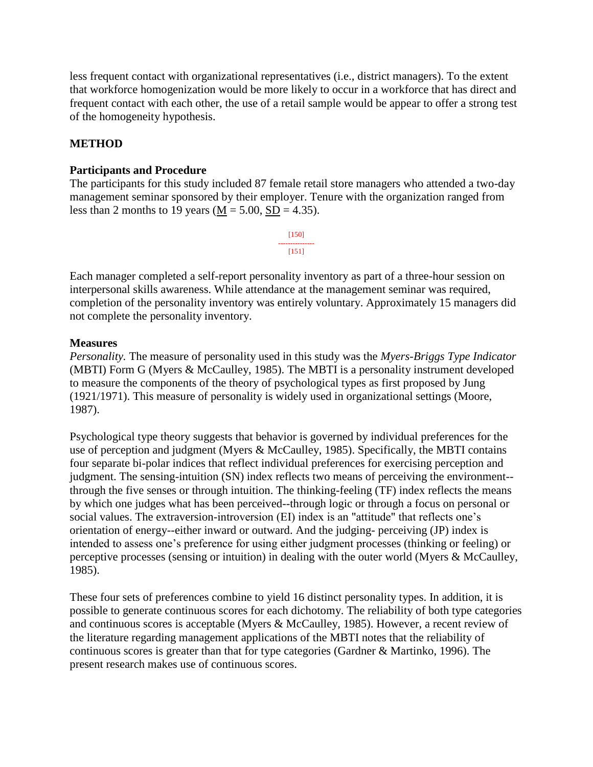less frequent contact with organizational representatives (i.e., district managers). To the extent that workforce homogenization would be more likely to occur in a workforce that has direct and frequent contact with each other, the use of a retail sample would be appear to offer a strong test of the homogeneity hypothesis.

## METHOD

### Participants and Procedure

The participants for this study included 87 female retail store managers who attended a two-day management seminar sponsored by their employer. Tenure with the organization ranged from less than 2 months to 19 years ($M = 5.00$, $SD = 4.35$).

[150]
[151]

Each manager completed a self-report personality inventory as part of a three-hour session on interpersonal skills awareness. While attendance at the management seminar was required, completion of the personality inventory was entirely voluntary. Approximately 15 managers did not complete the personality inventory.

### Measures

*Personality.* The measure of personality used in this study was the *Myers-Briggs Type Indicator* (MBTI) Form G (Myers & McCaulley, 1985). The MBTI is a personality instrument developed to measure the components of the theory of psychological types as first proposed by Jung (1921/1971). This measure of personality is widely used in organizational settings (Moore, 1987).

Psychological type theory suggests that behavior is governed by individual preferences for the use of perception and judgment (Myers & McCaulley, 1985). Specifically, the MBTI contains four separate bi-polar indices that reflect individual preferences for exercising perception and judgment. The sensing-intuition (SN) index reflects two means of perceiving the environment--through the five senses or through intuition. The thinking-feeling (TF) index reflects the means by which one judges what has been perceived--through logic or through a focus on personal or social values. The extraversion-introversion (EI) index is an "attitude" that reflects one's orientation of energy--either inward or outward. And the judging- perceiving (JP) index is intended to assess one's preference for using either judgment processes (thinking or feeling) or perceptive processes (sensing or intuition) in dealing with the outer world (Myers & McCaulley, 1985).

These four sets of preferences combine to yield 16 distinct personality types. In addition, it is possible to generate continuous scores for each dichotomy. The reliability of both type categories and continuous scores is acceptable (Myers & McCaulley, 1985). However, a recent review of the literature regarding management applications of the MBTI notes that the reliability of continuous scores is greater than that for type categories (Gardner & Martinko, 1996). The present research makes use of continuous scores.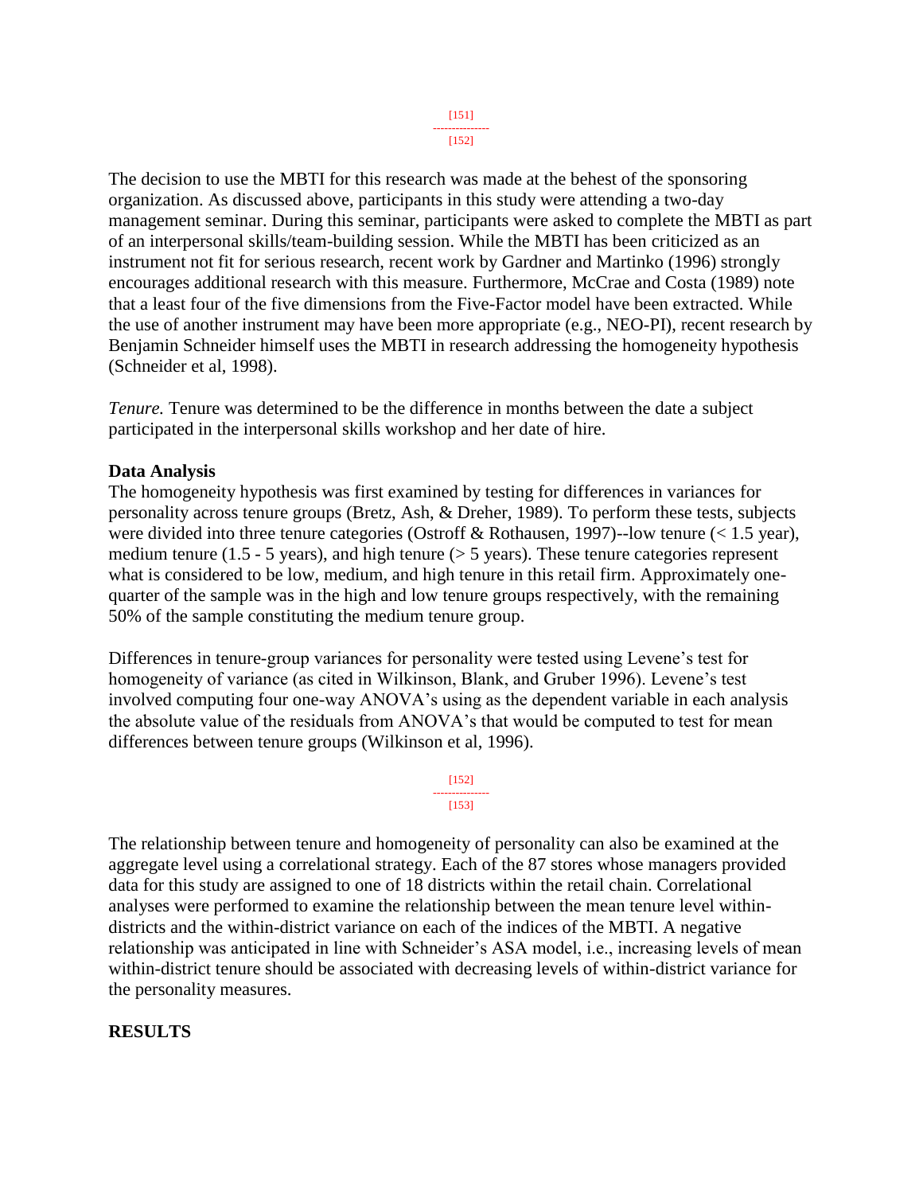The decision to use the MBTI for this research was made at the behest of the sponsoring organization. As discussed above, participants in this study were attending a two-day management seminar. During this seminar, participants were asked to complete the MBTI as part of an interpersonal skills/team-building session. While the MBTI has been criticized as an instrument not fit for serious research, recent work by Gardner and Martinko (1996) strongly encourages additional research with this measure. Furthermore, McCrae and Costa (1989) note that a least four of the five dimensions from the Five-Factor model have been extracted. While the use of another instrument may have been more appropriate (e.g., NEO-PI), recent research by Benjamin Schneider himself uses the MBTI in research addressing the homogeneity hypothesis (Schneider et al, 1998).

*Tenure.* Tenure was determined to be the difference in months between the date a subject participated in the interpersonal skills workshop and her date of hire.

**Data Analysis**

The homogeneity hypothesis was first examined by testing for differences in variances for personality across tenure groups (Bretz, Ash, & Dreher, 1989). To perform these tests, subjects were divided into three tenure categories (Ostroff & Rothausen, 1997)--low tenure (< 1.5 year), medium tenure (1.5 - 5 years), and high tenure (> 5 years). These tenure categories represent what is considered to be low, medium, and high tenure in this retail firm. Approximately one-quarter of the sample was in the high and low tenure groups respectively, with the remaining 50% of the sample constituting the medium tenure group.

Differences in tenure-group variances for personality were tested using Levene's test for homogeneity of variance (as cited in Wilkinson, Blank, and Gruber 1996). Levene's test involved computing four one-way ANOVA's using as the dependent variable in each analysis the absolute value of the residuals from ANOVA's that would be computed to test for mean differences between tenure groups (Wilkinson et al, 1996).

The relationship between tenure and homogeneity of personality can also be examined at the aggregate level using a correlational strategy. Each of the 87 stores whose managers provided data for this study are assigned to one of 18 districts within the retail chain. Correlational analyses were performed to examine the relationship between the mean tenure level within-districts and the within-district variance on each of the indices of the MBTI. A negative relationship was anticipated in line with Schneider's ASA model, i.e., increasing levels of mean within-district tenure should be associated with decreasing levels of within-district variance for the personality measures.

## RESULTS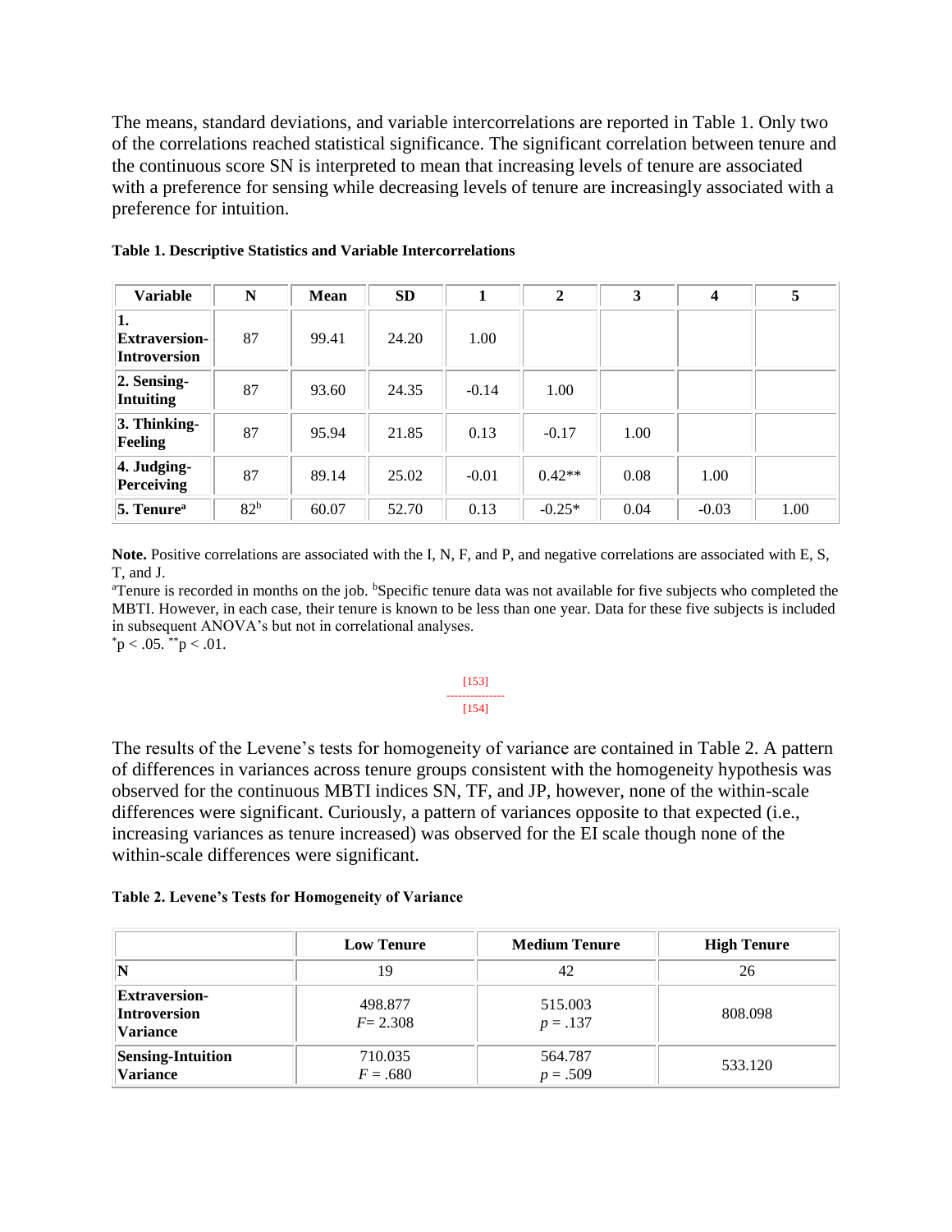The means, standard deviations, and variable intercorrelations are reported in Table 1. Only two of the correlations reached statistical significance. The significant correlation between tenure and the continuous score SN is interpreted to mean that increasing levels of tenure are associated with a preference for sensing while decreasing levels of tenure are increasingly associated with a preference for intuition.

**Table 1. Descriptive Statistics and Variable Intercorrelations**

| Variable | N | Mean | SD | 1 | 2 | 3 | 4 | 5 |
|---|---|---|---|---|---|---|---|---|
| **1. Extraversion-Introversion** | 87 | 99.41 | 24.20 | 1.00 | | | | |
| **2. Sensing-Intuiting** | 87 | 93.60 | 24.35 | -0.14 | 1.00 | | | |
| **3. Thinking-Feeling** | 87 | 95.94 | 21.85 | 0.13 | -0.17 | 1.00 | | |
| **4. Judging-Perceiving** | 87 | 89.14 | 25.02 | -0.01 | 0.42** | 0.08 | 1.00 | |
| **5. Tenure[a]** | 82[b] | 60.07 | 52.70 | 0.13 | -0.25* | 0.04 | -0.03 | 1.00 |

**Note.** Positive correlations are associated with the I, N, F, and P, and negative correlations are associated with E, S, T, and J.
[a]Tenure is recorded in months on the job. [b]Specific tenure data was not available for five subjects who completed the MBTI. However, in each case, their tenure is known to be less than one year. Data for these five subjects is included in subsequent ANOVA's but not in correlational analyses.
*$p < .05$. **$p < .01$.

[153]
---------------
[154]

The results of the Levene's tests for homogeneity of variance are contained in Table 2. A pattern of differences in variances across tenure groups consistent with the homogeneity hypothesis was observed for the continuous MBTI indices SN, TF, and JP, however, none of the within-scale differences were significant. Curiously, a pattern of variances opposite to that expected (i.e., increasing variances as tenure increased) was observed for the EI scale though none of the within-scale differences were significant.

**Table 2. Levene's Tests for Homogeneity of Variance**

| | Low Tenure | Medium Tenure | High Tenure |
|---|---|---|---|
| **N** | 19 | 42 | 26 |
| **Extraversion-Introversion Variance** | 498.877<br>$F = 2.308$ | 515.003<br>$p = .137$ | 808.098 |
| **Sensing-Intuition Variance** | 710.035<br>$F = .680$ | 564.787<br>$p = .509$ | 533.120 |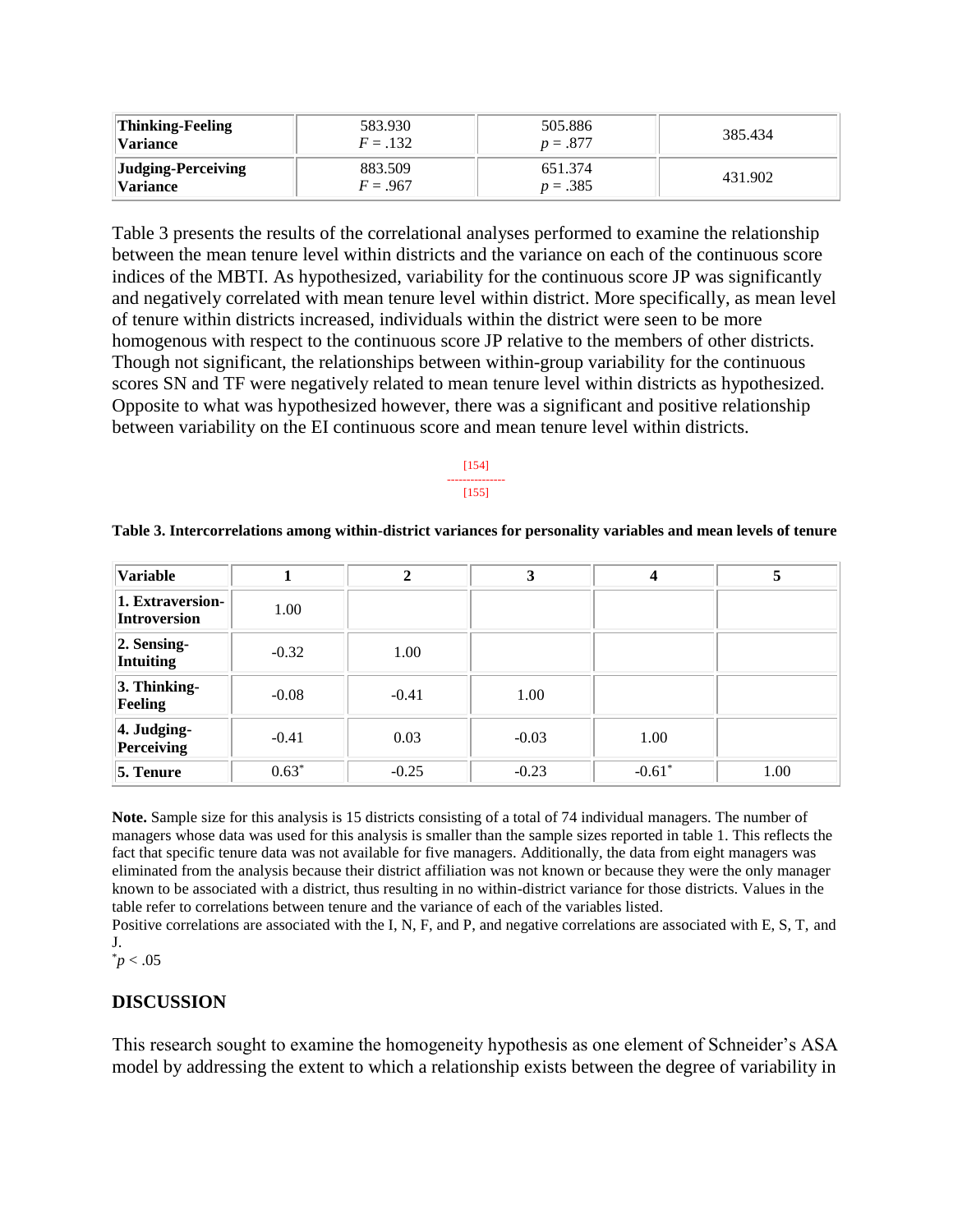| | | | |
|---|---|---|---|
| **Thinking-Feeling Variance** | 583.930 $F = .132$ | 505.886 $p = .877$ | 385.434 |
| **Judging-Perceiving Variance** | 883.509 $F = .967$ | 651.374 $p = .385$ | 431.902 |

Table 3 presents the results of the correlational analyses performed to examine the relationship between the mean tenure level within districts and the variance on each of the continuous score indices of the MBTI. As hypothesized, variability for the continuous score JP was significantly and negatively correlated with mean tenure level within district. More specifically, as mean level of tenure within districts increased, individuals within the district were seen to be more homogenous with respect to the continuous score JP relative to the members of other districts. Though not significant, the relationships between within-group variability for the continuous scores SN and TF were negatively related to mean tenure level within districts as hypothesized. Opposite to what was hypothesized however, there was a significant and positive relationship between variability on the EI continuous score and mean tenure level within districts.

[154]
---------------
[155]

**Table 3. Intercorrelations among within-district variances for personality variables and mean levels of tenure**

| Variable | 1 | 2 | 3 | 4 | 5 |
|---|---|---|---|---|---|
| **1. Extraversion-Introversion** | 1.00 | | | | |
| **2. Sensing-Intuiting** | -0.32 | 1.00 | | | |
| **3. Thinking-Feeling** | -0.08 | -0.41 | 1.00 | | |
| **4. Judging-Perceiving** | -0.41 | 0.03 | -0.03 | 1.00 | |
| **5. Tenure** | 0.63* | -0.25 | -0.23 | -0.61* | 1.00 |

**Note.** Sample size for this analysis is 15 districts consisting of a total of 74 individual managers. The number of managers whose data was used for this analysis is smaller than the sample sizes reported in table 1. This reflects the fact that specific tenure data was not available for five managers. Additionally, the data from eight managers was eliminated from the analysis because their district affiliation was not known or because they were the only manager known to be associated with a district, thus resulting in no within-district variance for those districts. Values in the table refer to correlations between tenure and the variance of each of the variables listed.
Positive correlations are associated with the I, N, F, and P, and negative correlations are associated with E, S, T, and J.
*$p < .05$

## DISCUSSION

This research sought to examine the homogeneity hypothesis as one element of Schneider's ASA model by addressing the extent to which a relationship exists between the degree of variability in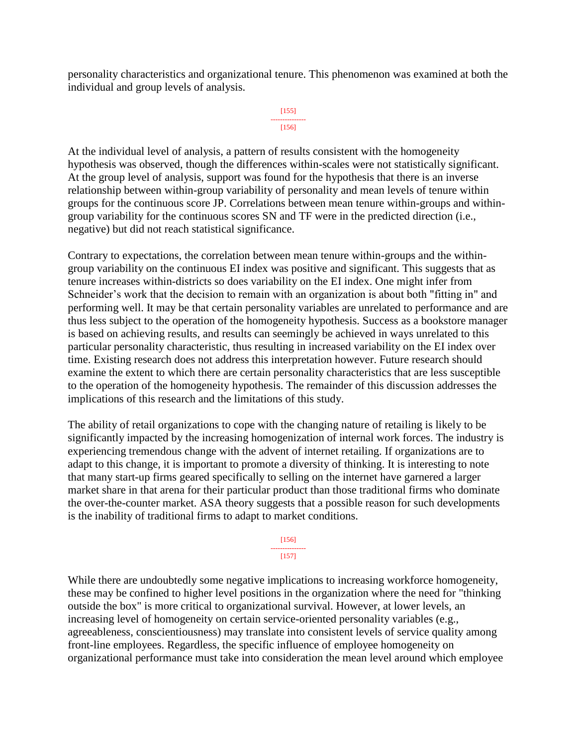personality characteristics and organizational tenure. This phenomenon was examined at both the individual and group levels of analysis.

At the individual level of analysis, a pattern of results consistent with the homogeneity hypothesis was observed, though the differences within-scales were not statistically significant. At the group level of analysis, support was found for the hypothesis that there is an inverse relationship between within-group variability of personality and mean levels of tenure within groups for the continuous score JP. Correlations between mean tenure within-groups and within-group variability for the continuous scores SN and TF were in the predicted direction (i.e., negative) but did not reach statistical significance.

Contrary to expectations, the correlation between mean tenure within-groups and the within-group variability on the continuous EI index was positive and significant. This suggests that as tenure increases within-districts so does variability on the EI index. One might infer from Schneider's work that the decision to remain with an organization is about both "fitting in" and performing well. It may be that certain personality variables are unrelated to performance and are thus less subject to the operation of the homogeneity hypothesis. Success as a bookstore manager is based on achieving results, and results can seemingly be achieved in ways unrelated to this particular personality characteristic, thus resulting in increased variability on the EI index over time. Existing research does not address this interpretation however. Future research should examine the extent to which there are certain personality characteristics that are less susceptible to the operation of the homogeneity hypothesis. The remainder of this discussion addresses the implications of this research and the limitations of this study.

The ability of retail organizations to cope with the changing nature of retailing is likely to be significantly impacted by the increasing homogenization of internal work forces. The industry is experiencing tremendous change with the advent of internet retailing. If organizations are to adapt to this change, it is important to promote a diversity of thinking. It is interesting to note that many start-up firms geared specifically to selling on the internet have garnered a larger market share in that arena for their particular product than those traditional firms who dominate the over-the-counter market. ASA theory suggests that a possible reason for such developments is the inability of traditional firms to adapt to market conditions.

While there are undoubtedly some negative implications to increasing workforce homogeneity, these may be confined to higher level positions in the organization where the need for "thinking outside the box" is more critical to organizational survival. However, at lower levels, an increasing level of homogeneity on certain service-oriented personality variables (e.g., agreeableness, conscientiousness) may translate into consistent levels of service quality among front-line employees. Regardless, the specific influence of employee homogeneity on organizational performance must take into consideration the mean level around which employee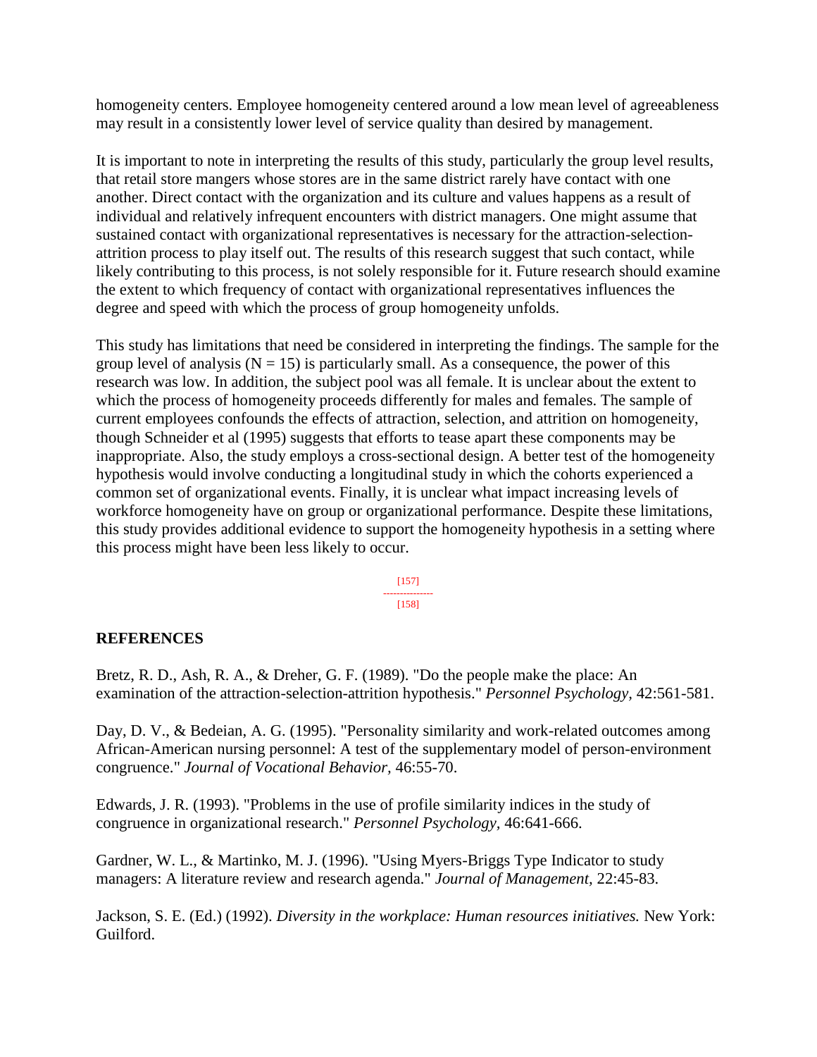homogeneity centers. Employee homogeneity centered around a low mean level of agreeableness may result in a consistently lower level of service quality than desired by management.

It is important to note in interpreting the results of this study, particularly the group level results, that retail store mangers whose stores are in the same district rarely have contact with one another. Direct contact with the organization and its culture and values happens as a result of individual and relatively infrequent encounters with district managers. One might assume that sustained contact with organizational representatives is necessary for the attraction-selection-attrition process to play itself out. The results of this research suggest that such contact, while likely contributing to this process, is not solely responsible for it. Future research should examine the extent to which frequency of contact with organizational representatives influences the degree and speed with which the process of group homogeneity unfolds.

This study has limitations that need be considered in interpreting the findings. The sample for the group level of analysis (N = 15) is particularly small. As a consequence, the power of this research was low. In addition, the subject pool was all female. It is unclear about the extent to which the process of homogeneity proceeds differently for males and females. The sample of current employees confounds the effects of attraction, selection, and attrition on homogeneity, though Schneider et al (1995) suggests that efforts to tease apart these components may be inappropriate. Also, the study employs a cross-sectional design. A better test of the homogeneity hypothesis would involve conducting a longitudinal study in which the cohorts experienced a common set of organizational events. Finally, it is unclear what impact increasing levels of workforce homogeneity have on group or organizational performance. Despite these limitations, this study provides additional evidence to support the homogeneity hypothesis in a setting where this process might have been less likely to occur.

## REFERENCES

Bretz, R. D., Ash, R. A., & Dreher, G. F. (1989). "Do the people make the place: An examination of the attraction-selection-attrition hypothesis." *Personnel Psychology,* 42:561-581.

Day, D. V., & Bedeian, A. G. (1995). "Personality similarity and work-related outcomes among African-American nursing personnel: A test of the supplementary model of person-environment congruence." *Journal of Vocational Behavior,* 46:55-70.

Edwards, J. R. (1993). "Problems in the use of profile similarity indices in the study of congruence in organizational research." *Personnel Psychology,* 46:641-666.

Gardner, W. L., & Martinko, M. J. (1996). "Using Myers-Briggs Type Indicator to study managers: A literature review and research agenda." *Journal of Management,* 22:45-83.

Jackson, S. E. (Ed.) (1992). *Diversity in the workplace: Human resources initiatives.* New York: Guilford.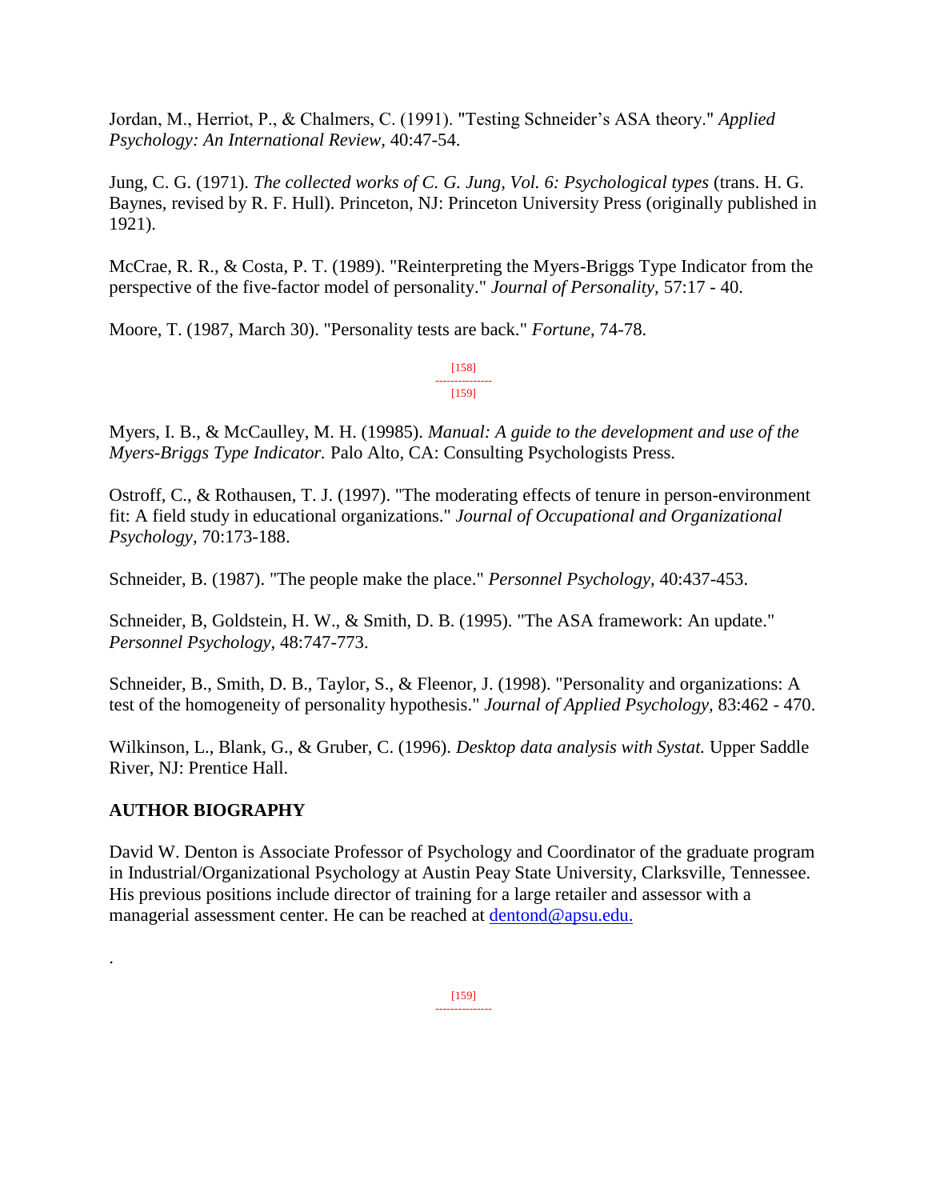Jordan, M., Herriot, P., & Chalmers, C. (1991). "Testing Schneider's ASA theory." *Applied Psychology: An International Review,* 40:47-54.

Jung, C. G. (1971). *The collected works of C. G. Jung, Vol. 6: Psychological types* (trans. H. G. Baynes, revised by R. F. Hull). Princeton, NJ: Princeton University Press (originally published in 1921).

McCrae, R. R., & Costa, P. T. (1989). "Reinterpreting the Myers-Briggs Type Indicator from the perspective of the five-factor model of personality." *Journal of Personality,* 57:17 - 40.

Moore, T. (1987, March 30). "Personality tests are back." *Fortune*, 74-78.

Myers, I. B., & McCaulley, M. H. (19985). *Manual: A guide to the development and use of the Myers-Briggs Type Indicator.* Palo Alto, CA: Consulting Psychologists Press.

Ostroff, C., & Rothausen, T. J. (1997). "The moderating effects of tenure in person-environment fit: A field study in educational organizations." *Journal of Occupational and Organizational Psychology,* 70:173-188.

Schneider, B. (1987). "The people make the place." *Personnel Psychology,* 40:437-453.

Schneider, B, Goldstein, H. W., & Smith, D. B. (1995). "The ASA framework: An update." *Personnel Psychology,* 48:747-773.

Schneider, B., Smith, D. B., Taylor, S., & Fleenor, J. (1998). "Personality and organizations: A test of the homogeneity of personality hypothesis." *Journal of Applied Psychology,* 83:462 - 470.

Wilkinson, L., Blank, G., & Gruber, C. (1996). *Desktop data analysis with Systat.* Upper Saddle River, NJ: Prentice Hall.

## AUTHOR BIOGRAPHY

David W. Denton is Associate Professor of Psychology and Coordinator of the graduate program in Industrial/Organizational Psychology at Austin Peay State University, Clarksville, Tennessee. His previous positions include director of training for a large retailer and assessor with a managerial assessment center. He can be reached at dentond@apsu.edu.